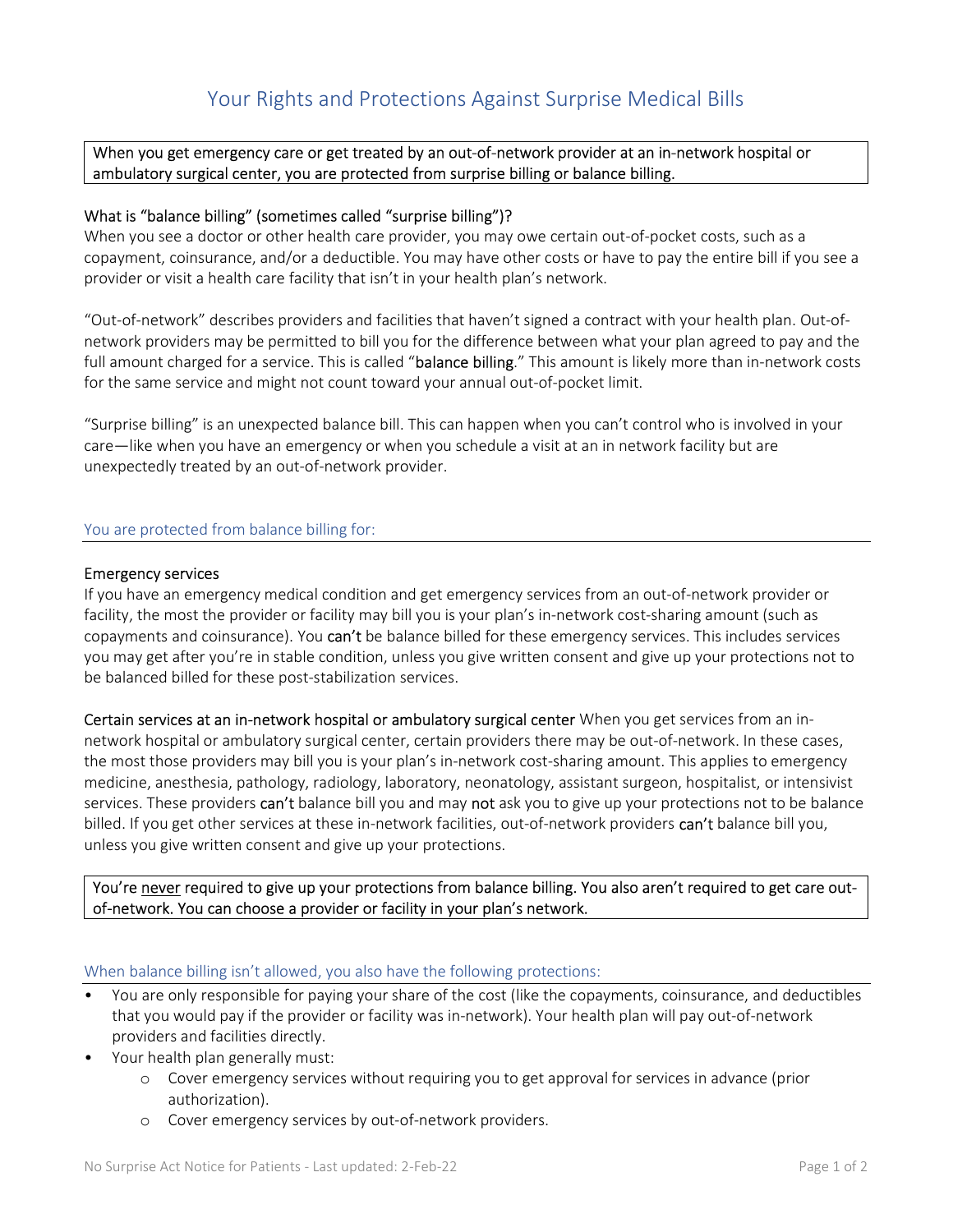# Your Rights and Protections Against Surprise Medical Bills

When you get emergency care or get treated by an out-of-network provider at an in-network hospital or ambulatory surgical center, you are protected from surprise billing or balance billing.

### What is "balance billing" (sometimes called "surprise billing")?

When you see a doctor or other health care provider, you may owe certain out-of-pocket costs, such as a copayment, coinsurance, and/or a deductible. You may have other costs or have to pay the entire bill if you see a provider or visit a health care facility that isn't in your health plan's network.

"Out-of-network" describes providers and facilities that haven't signed a contract with your health plan. Out-of-network providers may be permitted to bill you for the difference between what your plan agreed to pay and the full amount charged for a service. This is called "balance billing." This amount is likely more than in-network costs for the same service and might not count toward your annual out-of-pocket limit.

"Surprise billing" is an unexpected balance bill. This can happen when you can't control who is involved in your care—like when you have an emergency or when you schedule a visit at an in network facility but are unexpectedly treated by an out-of-network provider.

## You are protected from balance billing for:

### Emergency services

If you have an emergency medical condition and get emergency services from an out-of-network provider or facility, the most the provider or facility may bill you is your plan's in-network cost-sharing amount (such as copayments and coinsurance). You can't be balance billed for these emergency services. This includes services you may get after you're in stable condition, unless you give written consent and give up your protections not to be balanced billed for these post-stabilization services.

**Certain services at an in-network hospital or ambulatory surgical center** When you get services from an in-network hospital or ambulatory surgical center, certain providers there may be out-of-network. In these cases, the most those providers may bill you is your plan's in-network cost-sharing amount. This applies to emergency medicine, anesthesia, pathology, radiology, laboratory, neonatology, assistant surgeon, hospitalist, or intensivist services. These providers can't balance bill you and may not ask you to give up your protections not to be balance billed. If you get other services at these in-network facilities, out-of-network providers can't balance bill you, unless you give written consent and give up your protections.

You're <u>never</u> required to give up your protections from balance billing. You also aren't required to get care out-of-network. You can choose a provider or facility in your plan's network.

## When balance billing isn't allowed, you also have the following protections:

- You are only responsible for paying your share of the cost (like the copayments, coinsurance, and deductibles that you would pay if the provider or facility was in-network). Your health plan will pay out-of-network providers and facilities directly.
- Your health plan generally must:
  - Cover emergency services without requiring you to get approval for services in advance (prior authorization).
  - Cover emergency services by out-of-network providers.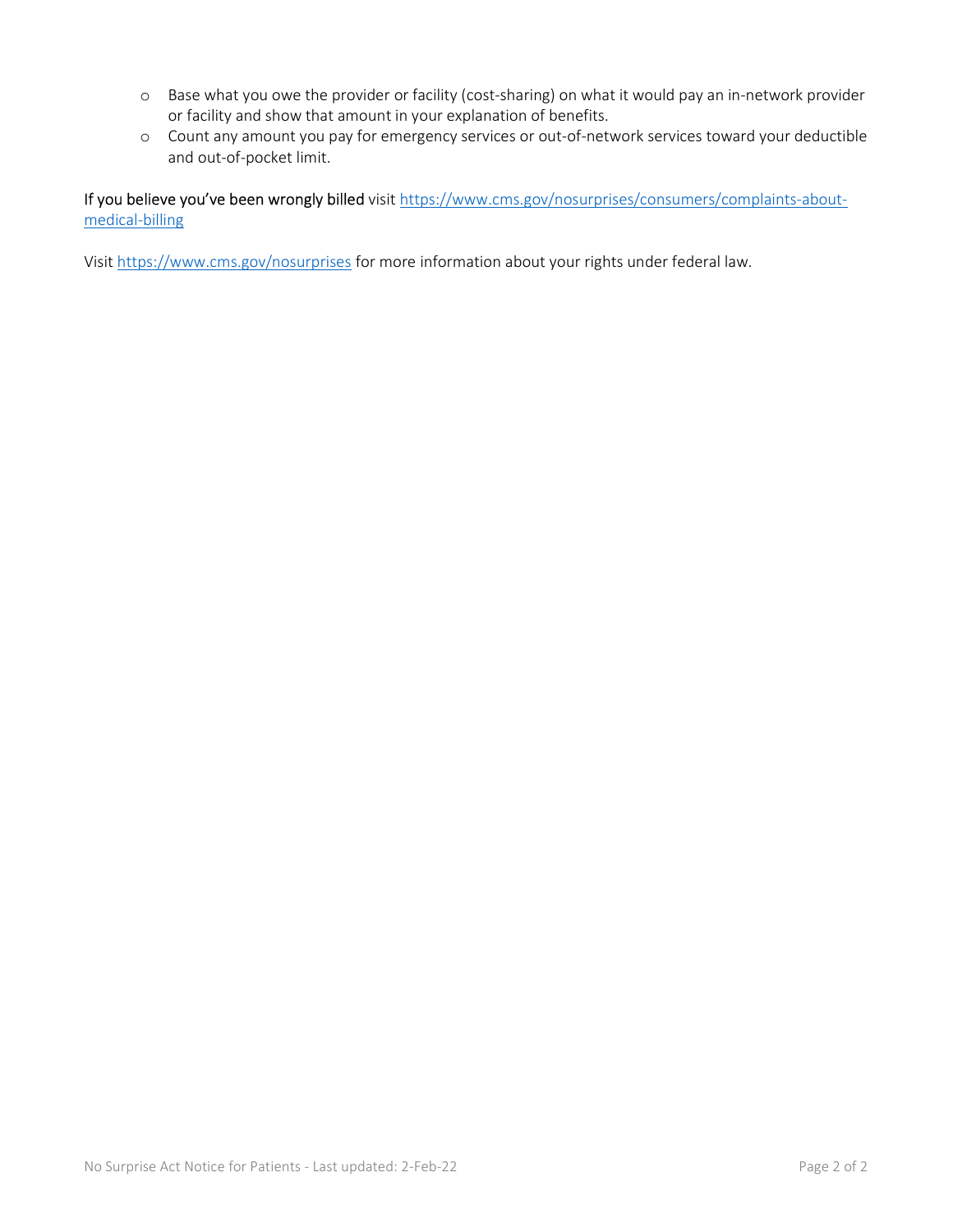- Base what you owe the provider or facility (cost-sharing) on what it would pay an in-network provider or facility and show that amount in your explanation of benefits.
- Count any amount you pay for emergency services or out-of-network services toward your deductible and out-of-pocket limit.

If you believe you've been wrongly billed visit [https://www.cms.gov/nosurprises/consumers/complaints-about-medical-billing](https://www.cms.gov/nosurprises/consumers/complaints-about-medical-billing)

Visit [https://www.cms.gov/nosurprises](https://www.cms.gov/nosurprises) for more information about your rights under federal law.